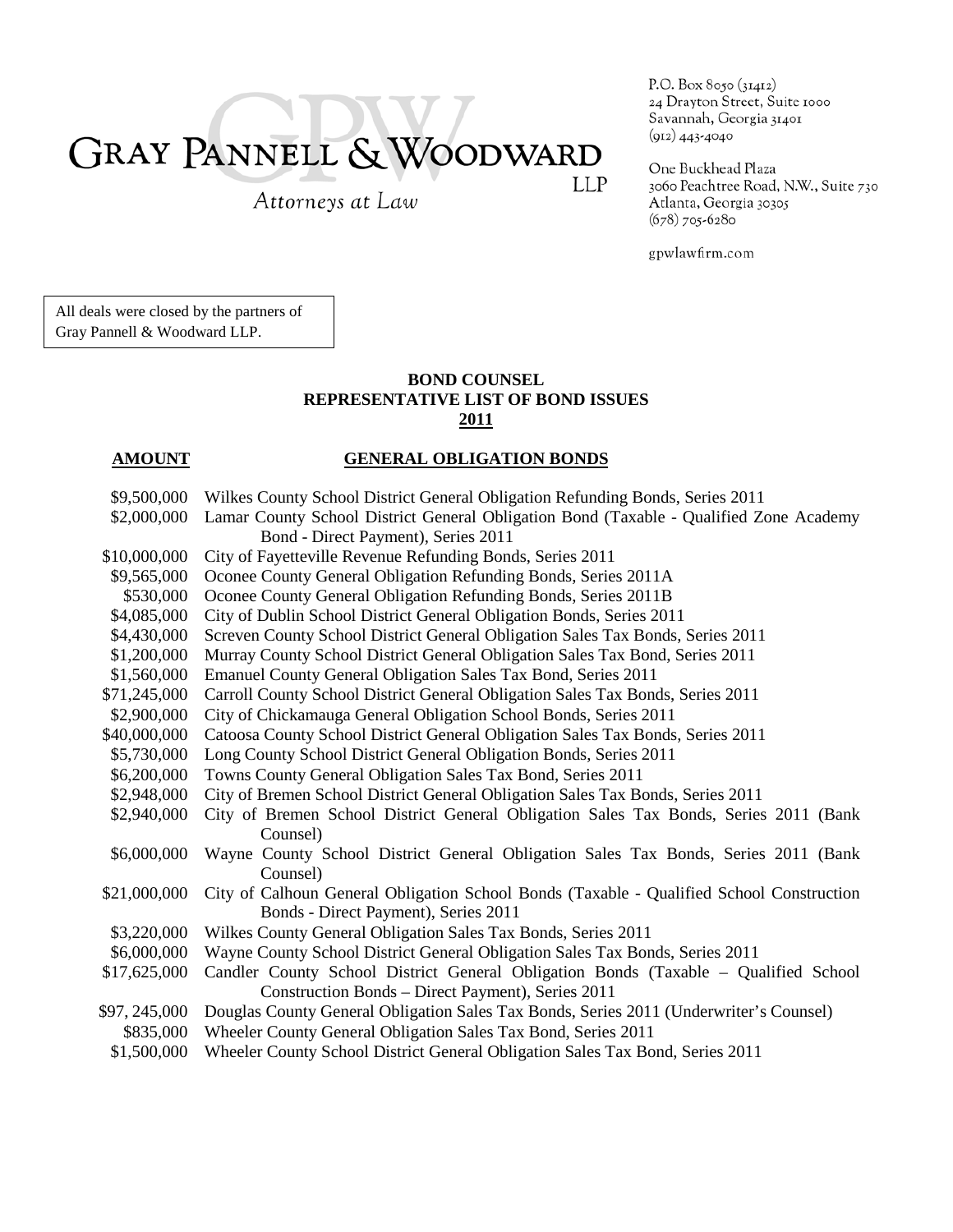# GRAY PANNELL & WOODWARD LLP

*Attorneys at Law*

P.O. Box 8050 (31412)
24 Drayton Street, Suite 1000
Savannah, Georgia 31401
(912) 443-4040

One Buckhead Plaza
3060 Peachtree Road, N.W., Suite 730
Atlanta, Georgia 30305
(678) 705-6280

gpwlawfirm.com

All deals were closed by the partners of Gray Pannell & Woodward LLP.

**BOND COUNSEL**
**REPRESENTATIVE LIST OF BOND ISSUES**
**2011**

| AMOUNT | GENERAL OBLIGATION BONDS |
|---|---|
| $9,500,000 | Wilkes County School District General Obligation Refunding Bonds, Series 2011 |
| $2,000,000 | Lamar County School District General Obligation Bond (Taxable - Qualified Zone Academy Bond - Direct Payment), Series 2011 |
| $10,000,000 | City of Fayetteville Revenue Refunding Bonds, Series 2011 |
| $9,565,000 | Oconee County General Obligation Refunding Bonds, Series 2011A |
| $530,000 | Oconee County General Obligation Refunding Bonds, Series 2011B |
| $4,085,000 | City of Dublin School District General Obligation Bonds, Series 2011 |
| $4,430,000 | Screven County School District General Obligation Sales Tax Bonds, Series 2011 |
| $1,200,000 | Murray County School District General Obligation Sales Tax Bond, Series 2011 |
| $1,560,000 | Emanuel County General Obligation Sales Tax Bond, Series 2011 |
| $71,245,000 | Carroll County School District General Obligation Sales Tax Bonds, Series 2011 |
| $2,900,000 | City of Chickamauga General Obligation School Bonds, Series 2011 |
| $40,000,000 | Catoosa County School District General Obligation Sales Tax Bonds, Series 2011 |
| $5,730,000 | Long County School District General Obligation Bonds, Series 2011 |
| $6,200,000 | Towns County General Obligation Sales Tax Bond, Series 2011 |
| $2,948,000 | City of Bremen School District General Obligation Sales Tax Bonds, Series 2011 |
| $2,940,000 | City of Bremen School District General Obligation Sales Tax Bonds, Series 2011 (Bank Counsel) |
| $6,000,000 | Wayne County School District General Obligation Sales Tax Bonds, Series 2011 (Bank Counsel) |
| $21,000,000 | City of Calhoun General Obligation School Bonds (Taxable - Qualified School Construction Bonds - Direct Payment), Series 2011 |
| $3,220,000 | Wilkes County General Obligation Sales Tax Bonds, Series 2011 |
| $6,000,000 | Wayne County School District General Obligation Sales Tax Bonds, Series 2011 |
| $17,625,000 | Candler County School District General Obligation Bonds (Taxable – Qualified School Construction Bonds – Direct Payment), Series 2011 |
| $97, 245,000 | Douglas County General Obligation Sales Tax Bonds, Series 2011 (Underwriter's Counsel) |
| $835,000 | Wheeler County General Obligation Sales Tax Bond, Series 2011 |
| $1,500,000 | Wheeler County School District General Obligation Sales Tax Bond, Series 2011 |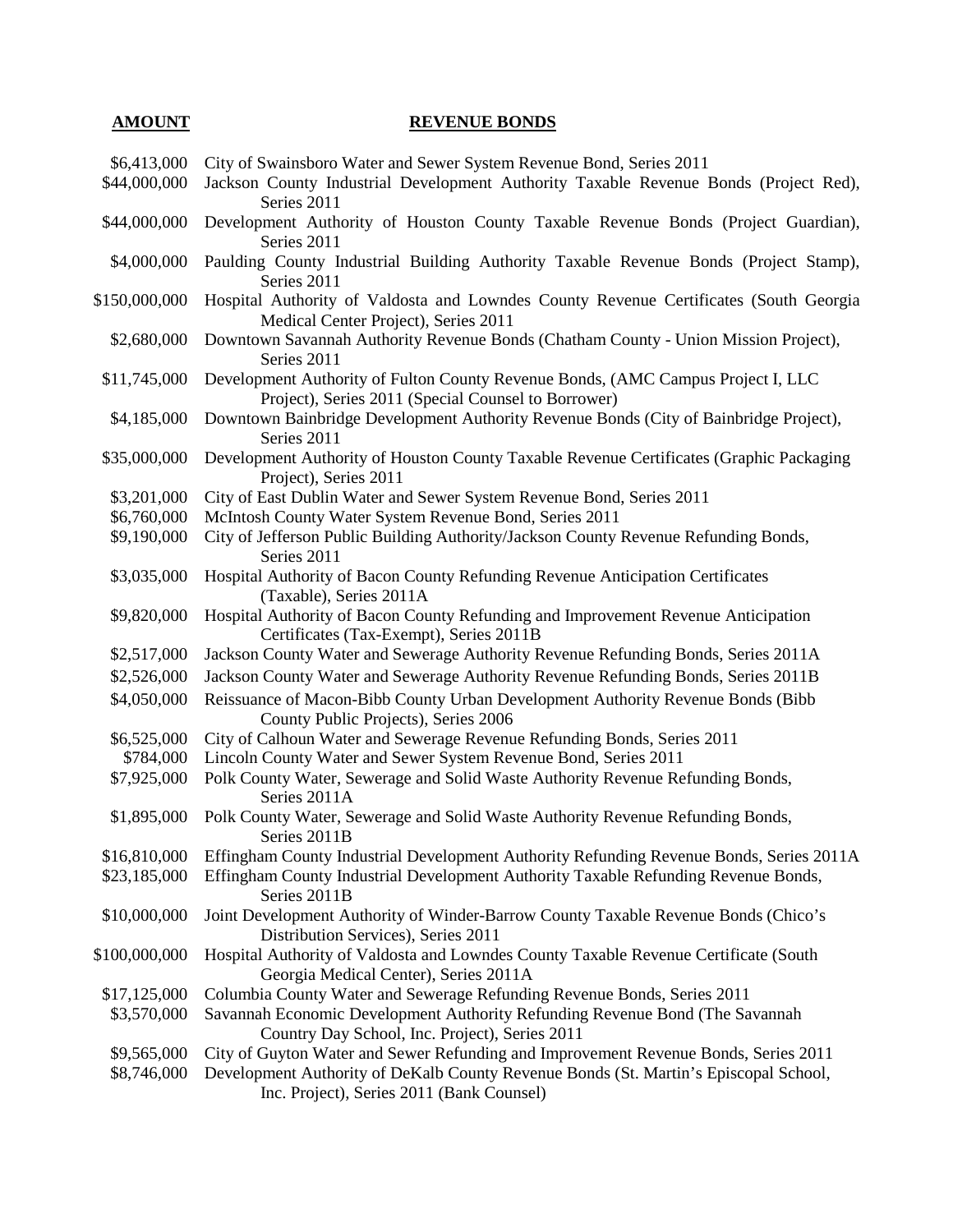| AMOUNT | REVENUE BONDS |
|---|---|
| $6,413,000 | City of Swainsboro Water and Sewer System Revenue Bond, Series 2011 |
| $44,000,000 | Jackson County Industrial Development Authority Taxable Revenue Bonds (Project Red), Series 2011 |
| $44,000,000 | Development Authority of Houston County Taxable Revenue Bonds (Project Guardian), Series 2011 |
| $4,000,000 | Paulding County Industrial Building Authority Taxable Revenue Bonds (Project Stamp), Series 2011 |
| $150,000,000 | Hospital Authority of Valdosta and Lowndes County Revenue Certificates (South Georgia Medical Center Project), Series 2011 |
| $2,680,000 | Downtown Savannah Authority Revenue Bonds (Chatham County - Union Mission Project), Series 2011 |
| $11,745,000 | Development Authority of Fulton County Revenue Bonds, (AMC Campus Project I, LLC Project), Series 2011 (Special Counsel to Borrower) |
| $4,185,000 | Downtown Bainbridge Development Authority Revenue Bonds (City of Bainbridge Project), Series 2011 |
| $35,000,000 | Development Authority of Houston County Taxable Revenue Certificates (Graphic Packaging Project), Series 2011 |
| $3,201,000 | City of East Dublin Water and Sewer System Revenue Bond, Series 2011 |
| $6,760,000 | McIntosh County Water System Revenue Bond, Series 2011 |
| $9,190,000 | City of Jefferson Public Building Authority/Jackson County Revenue Refunding Bonds, Series 2011 |
| $3,035,000 | Hospital Authority of Bacon County Refunding Revenue Anticipation Certificates (Taxable), Series 2011A |
| $9,820,000 | Hospital Authority of Bacon County Refunding and Improvement Revenue Anticipation Certificates (Tax-Exempt), Series 2011B |
| $2,517,000 | Jackson County Water and Sewerage Authority Revenue Refunding Bonds, Series 2011A |
| $2,526,000 | Jackson County Water and Sewerage Authority Revenue Refunding Bonds, Series 2011B |
| $4,050,000 | Reissuance of Macon-Bibb County Urban Development Authority Revenue Bonds (Bibb County Public Projects), Series 2006 |
| $6,525,000 | City of Calhoun Water and Sewerage Revenue Refunding Bonds, Series 2011 |
| $784,000 | Lincoln County Water and Sewer System Revenue Bond, Series 2011 |
| $7,925,000 | Polk County Water, Sewerage and Solid Waste Authority Revenue Refunding Bonds, Series 2011A |
| $1,895,000 | Polk County Water, Sewerage and Solid Waste Authority Revenue Refunding Bonds, Series 2011B |
| $16,810,000 | Effingham County Industrial Development Authority Refunding Revenue Bonds, Series 2011A |
| $23,185,000 | Effingham County Industrial Development Authority Taxable Refunding Revenue Bonds, Series 2011B |
| $10,000,000 | Joint Development Authority of Winder-Barrow County Taxable Revenue Bonds (Chico's Distribution Services), Series 2011 |
| $100,000,000 | Hospital Authority of Valdosta and Lowndes County Taxable Revenue Certificate (South Georgia Medical Center), Series 2011A |
| $17,125,000 | Columbia County Water and Sewerage Refunding Revenue Bonds, Series 2011 |
| $3,570,000 | Savannah Economic Development Authority Refunding Revenue Bond (The Savannah Country Day School, Inc. Project), Series 2011 |
| $9,565,000 | City of Guyton Water and Sewer Refunding and Improvement Revenue Bonds, Series 2011 |
| $8,746,000 | Development Authority of DeKalb County Revenue Bonds (St. Martin's Episcopal School, Inc. Project), Series 2011 (Bank Counsel) |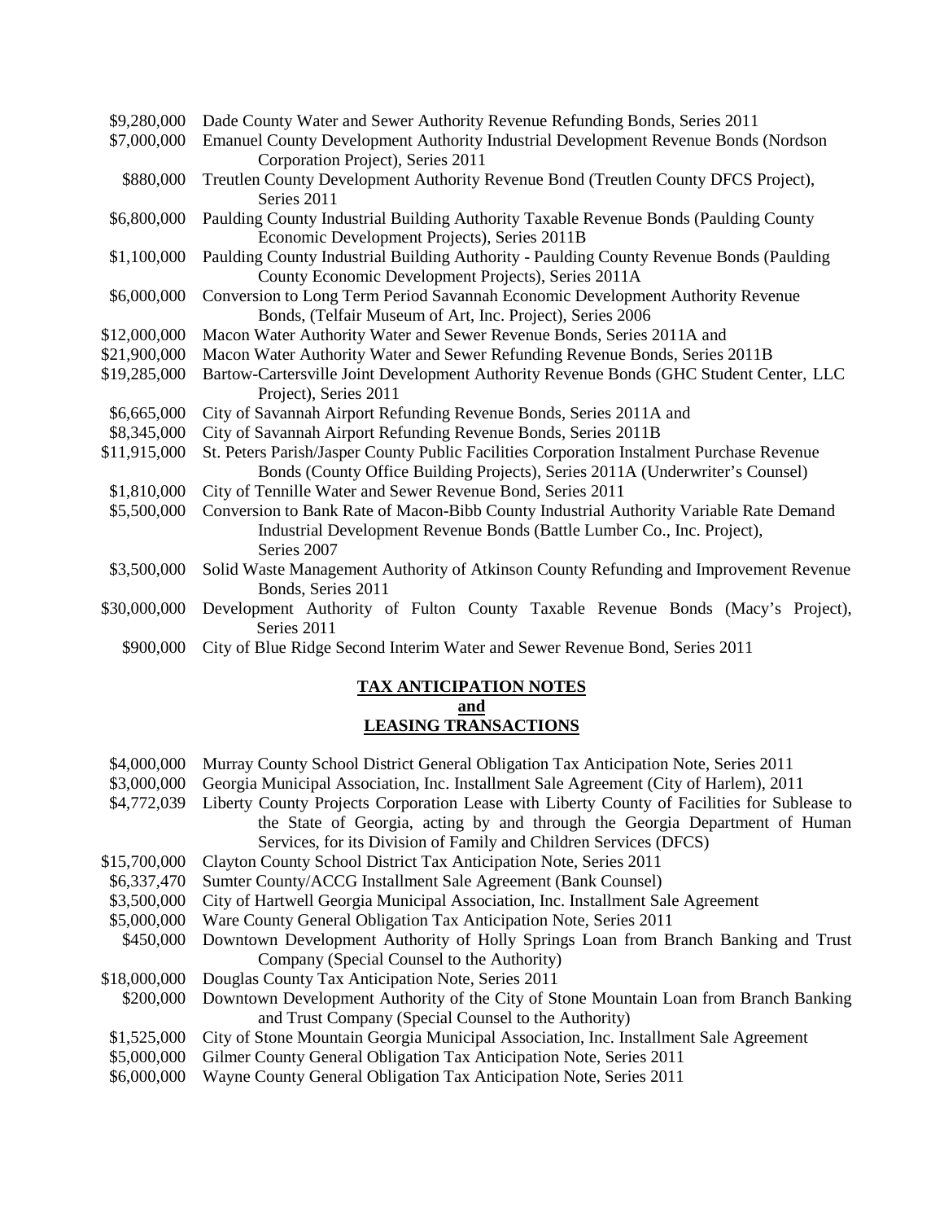| | |
|---|---|
| $9,280,000 | Dade County Water and Sewer Authority Revenue Refunding Bonds, Series 2011 |
| $7,000,000 | Emanuel County Development Authority Industrial Development Revenue Bonds (Nordson Corporation Project), Series 2011 |
| $880,000 | Treutlen County Development Authority Revenue Bond (Treutlen County DFCS Project), Series 2011 |
| $6,800,000 | Paulding County Industrial Building Authority Taxable Revenue Bonds (Paulding County Economic Development Projects), Series 2011B |
| $1,100,000 | Paulding County Industrial Building Authority - Paulding County Revenue Bonds (Paulding County Economic Development Projects), Series 2011A |
| $6,000,000 | Conversion to Long Term Period Savannah Economic Development Authority Revenue Bonds, (Telfair Museum of Art, Inc. Project), Series 2006 |
| $12,000,000 | Macon Water Authority Water and Sewer Revenue Bonds, Series 2011A and |
| $21,900,000 | Macon Water Authority Water and Sewer Refunding Revenue Bonds, Series 2011B |
| $19,285,000 | Bartow-Cartersville Joint Development Authority Revenue Bonds (GHC Student Center, LLC Project), Series 2011 |
| $6,665,000 | City of Savannah Airport Refunding Revenue Bonds, Series 2011A and |
| $8,345,000 | City of Savannah Airport Refunding Revenue Bonds, Series 2011B |
| $11,915,000 | St. Peters Parish/Jasper County Public Facilities Corporation Instalment Purchase Revenue Bonds (County Office Building Projects), Series 2011A (Underwriter's Counsel) |
| $1,810,000 | City of Tennille Water and Sewer Revenue Bond, Series 2011 |
| $5,500,000 | Conversion to Bank Rate of Macon-Bibb County Industrial Authority Variable Rate Demand Industrial Development Revenue Bonds (Battle Lumber Co., Inc. Project), Series 2007 |
| $3,500,000 | Solid Waste Management Authority of Atkinson County Refunding and Improvement Revenue Bonds, Series 2011 |
| $30,000,000 | Development Authority of Fulton County Taxable Revenue Bonds (Macy's Project), Series 2011 |
| $900,000 | City of Blue Ridge Second Interim Water and Sewer Revenue Bond, Series 2011 |

## TAX ANTICIPATION NOTES and LEASING TRANSACTIONS

| | |
|---|---|
| $4,000,000 | Murray County School District General Obligation Tax Anticipation Note, Series 2011 |
| $3,000,000 | Georgia Municipal Association, Inc. Installment Sale Agreement (City of Harlem), 2011 |
| $4,772,039 | Liberty County Projects Corporation Lease with Liberty County of Facilities for Sublease to the State of Georgia, acting by and through the Georgia Department of Human Services, for its Division of Family and Children Services (DFCS) |
| $15,700,000 | Clayton County School District Tax Anticipation Note, Series 2011 |
| $6,337,470 | Sumter County/ACCG Installment Sale Agreement (Bank Counsel) |
| $3,500,000 | City of Hartwell Georgia Municipal Association, Inc. Installment Sale Agreement |
| $5,000,000 | Ware County General Obligation Tax Anticipation Note, Series 2011 |
| $450,000 | Downtown Development Authority of Holly Springs Loan from Branch Banking and Trust Company (Special Counsel to the Authority) |
| $18,000,000 | Douglas County Tax Anticipation Note, Series 2011 |
| $200,000 | Downtown Development Authority of the City of Stone Mountain Loan from Branch Banking and Trust Company (Special Counsel to the Authority) |
| $1,525,000 | City of Stone Mountain Georgia Municipal Association, Inc. Installment Sale Agreement |
| $5,000,000 | Gilmer County General Obligation Tax Anticipation Note, Series 2011 |
| $6,000,000 | Wayne County General Obligation Tax Anticipation Note, Series 2011 |